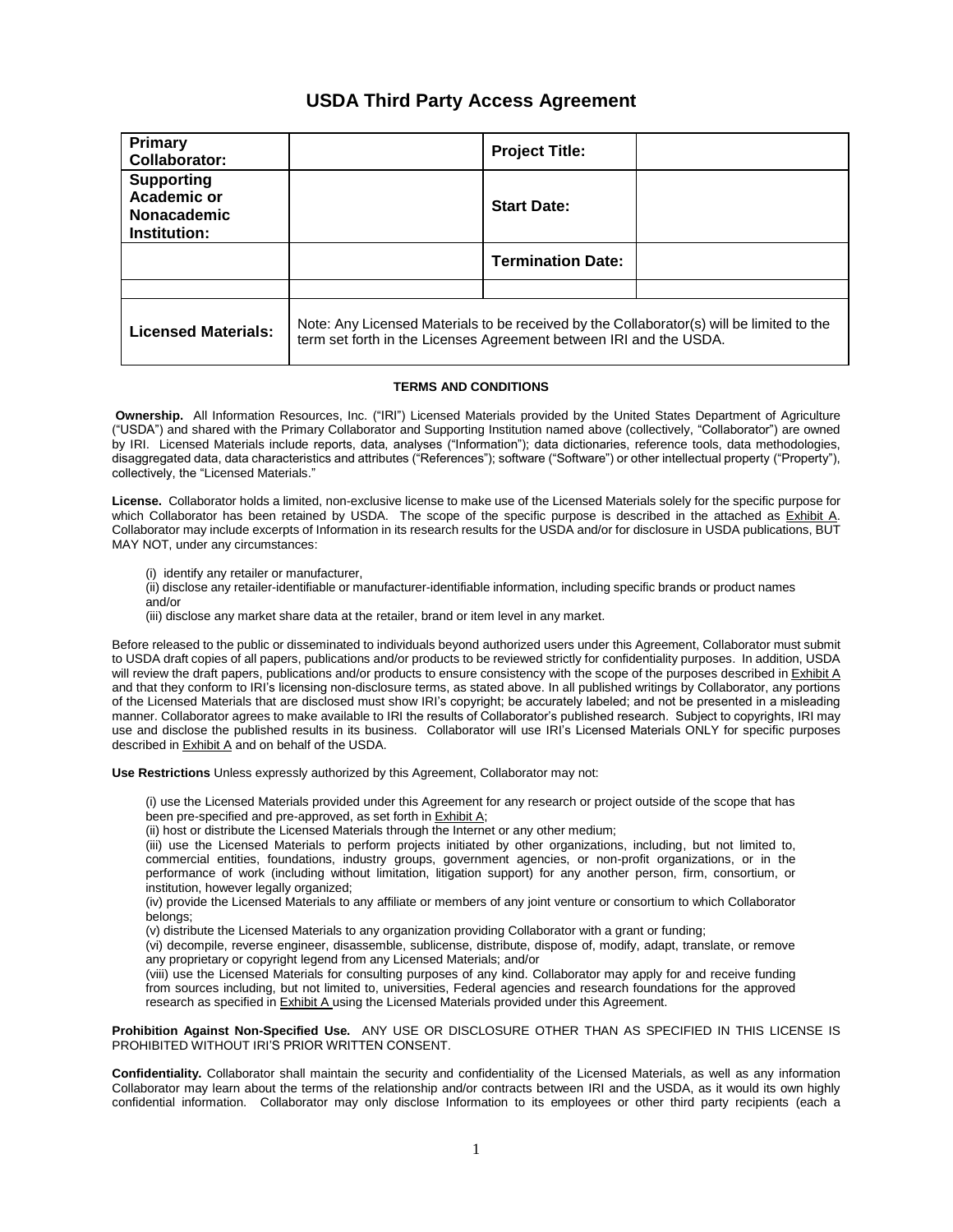# USDA Third Party Access Agreement

| **Primary Collaborator:** | | **Project Title:** | |
|---|---|---|---|
| **Supporting Academic or Nonacademic Institution:** | | **Start Date:** | |
| | | **Termination Date:** | |
| | | | |
| **Licensed Materials:** | Note: Any Licensed Materials to be received by the Collaborator(s) will be limited to the term set forth in the Licenses Agreement between IRI and the USDA. | | |

**TERMS AND CONDITIONS**

**Ownership.** All Information Resources, Inc. ("IRI") Licensed Materials provided by the United States Department of Agriculture ("USDA") and shared with the Primary Collaborator and Supporting Institution named above (collectively, "Collaborator") are owned by IRI. Licensed Materials include reports, data, analyses ("Information"); data dictionaries, reference tools, data methodologies, disaggregated data, data characteristics and attributes ("References"); software ("Software") or other intellectual property ("Property"), collectively, the "Licensed Materials."

**License.** Collaborator holds a limited, non-exclusive license to make use of the Licensed Materials solely for the specific purpose for which Collaborator has been retained by USDA. The scope of the specific purpose is described in the attached as Exhibit A. Collaborator may include excerpts of Information in its research results for the USDA and/or for disclosure in USDA publications, BUT MAY NOT, under any circumstances:

(i) identify any retailer or manufacturer,
(ii) disclose any retailer-identifiable or manufacturer-identifiable information, including specific brands or product names and/or
(iii) disclose any market share data at the retailer, brand or item level in any market.

Before released to the public or disseminated to individuals beyond authorized users under this Agreement, Collaborator must submit to USDA draft copies of all papers, publications and/or products to be reviewed strictly for confidentiality purposes. In addition, USDA will review the draft papers, publications and/or products to ensure consistency with the scope of the purposes described in Exhibit A and that they conform to IRI's licensing non-disclosure terms, as stated above. In all published writings by Collaborator, any portions of the Licensed Materials that are disclosed must show IRI's copyright; be accurately labeled; and not be presented in a misleading manner. Collaborator agrees to make available to IRI the results of Collaborator's published research. Subject to copyrights, IRI may use and disclose the published results in its business. Collaborator will use IRI's Licensed Materials ONLY for specific purposes described in Exhibit A and on behalf of the USDA.

**Use Restrictions** Unless expressly authorized by this Agreement, Collaborator may not:

(i) use the Licensed Materials provided under this Agreement for any research or project outside of the scope that has been pre-specified and pre-approved, as set forth in Exhibit A;
(ii) host or distribute the Licensed Materials through the Internet or any other medium;
(iii) use the Licensed Materials to perform projects initiated by other organizations, including, but not limited to, commercial entities, foundations, industry groups, government agencies, or non-profit organizations, or in the performance of work (including without limitation, litigation support) for any another person, firm, consortium, or institution, however legally organized;
(iv) provide the Licensed Materials to any affiliate or members of any joint venture or consortium to which Collaborator belongs;
(v) distribute the Licensed Materials to any organization providing Collaborator with a grant or funding;
(vi) decompile, reverse engineer, disassemble, sublicense, distribute, dispose of, modify, adapt, translate, or remove any proprietary or copyright legend from any Licensed Materials; and/or
(viii) use the Licensed Materials for consulting purposes of any kind. Collaborator may apply for and receive funding from sources including, but not limited to, universities, Federal agencies and research foundations for the approved research as specified in Exhibit A using the Licensed Materials provided under this Agreement.

**Prohibition Against Non-Specified Use.** ANY USE OR DISCLOSURE OTHER THAN AS SPECIFIED IN THIS LICENSE IS PROHIBITED WITHOUT IRI'S PRIOR WRITTEN CONSENT.

**Confidentiality.** Collaborator shall maintain the security and confidentiality of the Licensed Materials, as well as any information Collaborator may learn about the terms of the relationship and/or contracts between IRI and the USDA, as it would its own highly confidential information. Collaborator may only disclose Information to its employees or other third party recipients (each a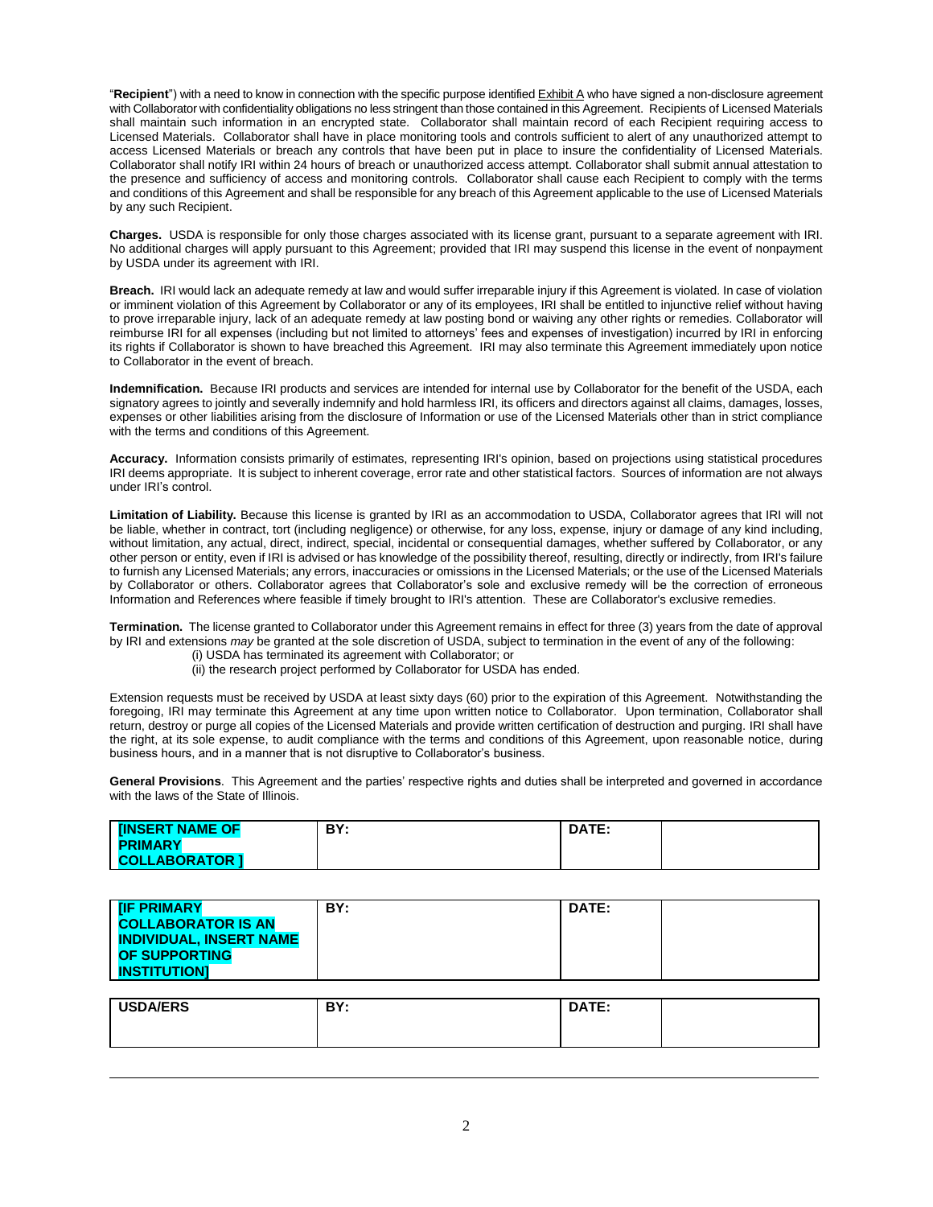"**Recipient**") with a need to know in connection with the specific purpose identified Exhibit A who have signed a non-disclosure agreement with Collaborator with confidentiality obligations no less stringent than those contained in this Agreement. Recipients of Licensed Materials shall maintain such information in an encrypted state. Collaborator shall maintain record of each Recipient requiring access to Licensed Materials. Collaborator shall have in place monitoring tools and controls sufficient to alert of any unauthorized attempt to access Licensed Materials or breach any controls that have been put in place to insure the confidentiality of Licensed Materials. Collaborator shall notify IRI within 24 hours of breach or unauthorized access attempt. Collaborator shall submit annual attestation to the presence and sufficiency of access and monitoring controls. Collaborator shall cause each Recipient to comply with the terms and conditions of this Agreement and shall be responsible for any breach of this Agreement applicable to the use of Licensed Materials by any such Recipient.

**Charges.** USDA is responsible for only those charges associated with its license grant, pursuant to a separate agreement with IRI. No additional charges will apply pursuant to this Agreement; provided that IRI may suspend this license in the event of nonpayment by USDA under its agreement with IRI.

**Breach.** IRI would lack an adequate remedy at law and would suffer irreparable injury if this Agreement is violated. In case of violation or imminent violation of this Agreement by Collaborator or any of its employees, IRI shall be entitled to injunctive relief without having to prove irreparable injury, lack of an adequate remedy at law posting bond or waiving any other rights or remedies. Collaborator will reimburse IRI for all expenses (including but not limited to attorneys' fees and expenses of investigation) incurred by IRI in enforcing its rights if Collaborator is shown to have breached this Agreement. IRI may also terminate this Agreement immediately upon notice to Collaborator in the event of breach.

**Indemnification.** Because IRI products and services are intended for internal use by Collaborator for the benefit of the USDA, each signatory agrees to jointly and severally indemnify and hold harmless IRI, its officers and directors against all claims, damages, losses, expenses or other liabilities arising from the disclosure of Information or use of the Licensed Materials other than in strict compliance with the terms and conditions of this Agreement.

**Accuracy.** Information consists primarily of estimates, representing IRI's opinion, based on projections using statistical procedures IRI deems appropriate. It is subject to inherent coverage, error rate and other statistical factors. Sources of information are not always under IRI's control.

**Limitation of Liability.** Because this license is granted by IRI as an accommodation to USDA, Collaborator agrees that IRI will not be liable, whether in contract, tort (including negligence) or otherwise, for any loss, expense, injury or damage of any kind including, without limitation, any actual, direct, indirect, special, incidental or consequential damages, whether suffered by Collaborator, or any other person or entity, even if IRI is advised or has knowledge of the possibility thereof, resulting, directly or indirectly, from IRI's failure to furnish any Licensed Materials; any errors, inaccuracies or omissions in the Licensed Materials; or the use of the Licensed Materials by Collaborator or others. Collaborator agrees that Collaborator's sole and exclusive remedy will be the correction of erroneous Information and References where feasible if timely brought to IRI's attention. These are Collaborator's exclusive remedies.

**Termination.** The license granted to Collaborator under this Agreement remains in effect for three (3) years from the date of approval by IRI and extensions *may* be granted at the sole discretion of USDA, subject to termination in the event of any of the following:

(i) USDA has terminated its agreement with Collaborator; or
(ii) the research project performed by Collaborator for USDA has ended.

Extension requests must be received by USDA at least sixty days (60) prior to the expiration of this Agreement. Notwithstanding the foregoing, IRI may terminate this Agreement at any time upon written notice to Collaborator. Upon termination, Collaborator shall return, destroy or purge all copies of the Licensed Materials and provide written certification of destruction and purging. IRI shall have the right, at its sole expense, to audit compliance with the terms and conditions of this Agreement, upon reasonable notice, during business hours, and in a manner that is not disruptive to Collaborator's business.

**General Provisions**. This Agreement and the parties' respective rights and duties shall be interpreted and governed in accordance with the laws of the State of Illinois.

| **[INSERT NAME OF PRIMARY COLLABORATOR ]** | **BY:** | **DATE:** | |
|---|---|---|---|

| **[IF PRIMARY COLLABORATOR IS AN INDIVIDUAL, INSERT NAME OF SUPPORTING INSTITUTION]** | **BY:** | **DATE:** | |
|---|---|---|---|

| **USDA/ERS** | **BY:** | **DATE:** | |
|---|---|---|---|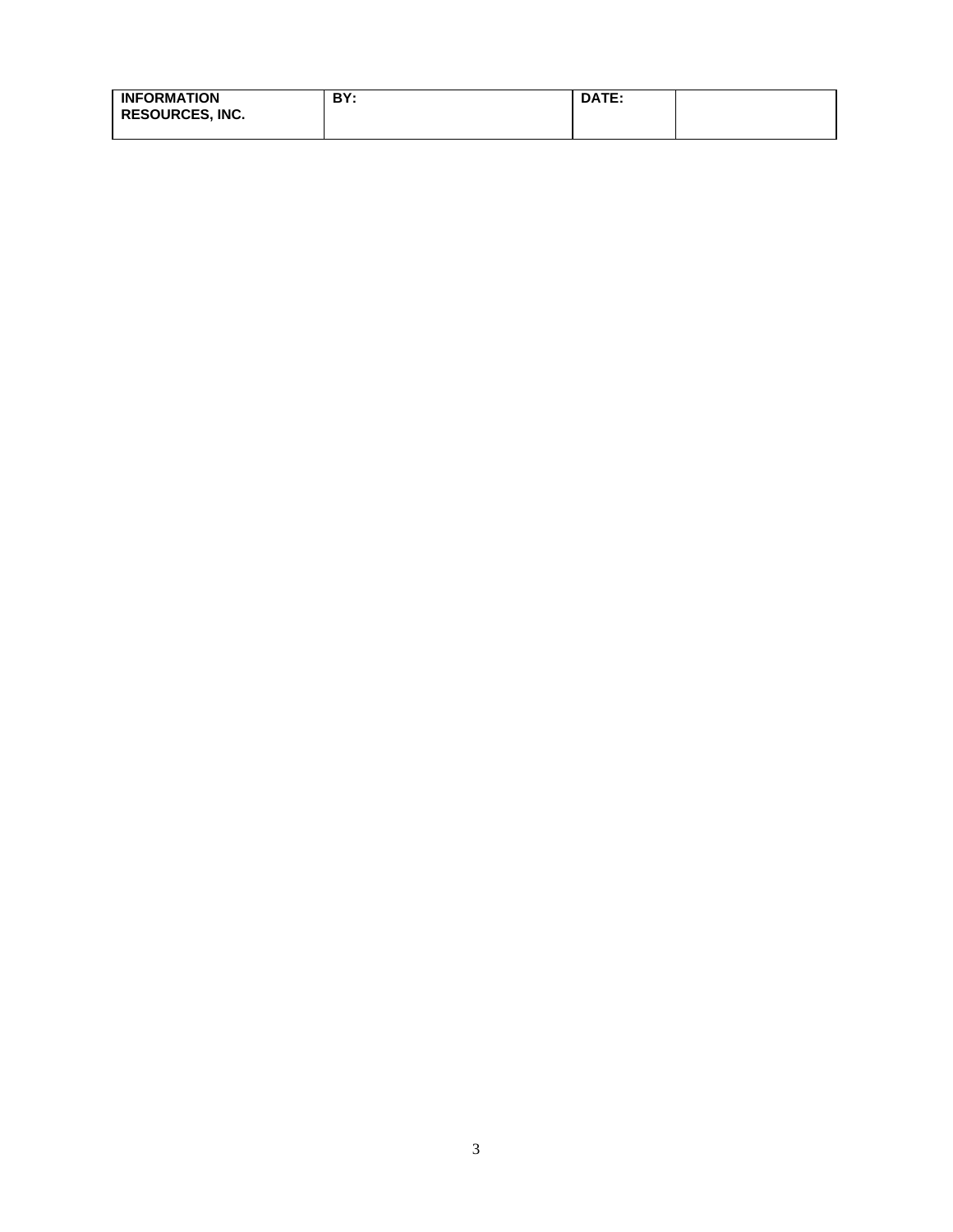| **INFORMATION RESOURCES, INC.** | **BY:** | **DATE:** | |
|---|---|---|---|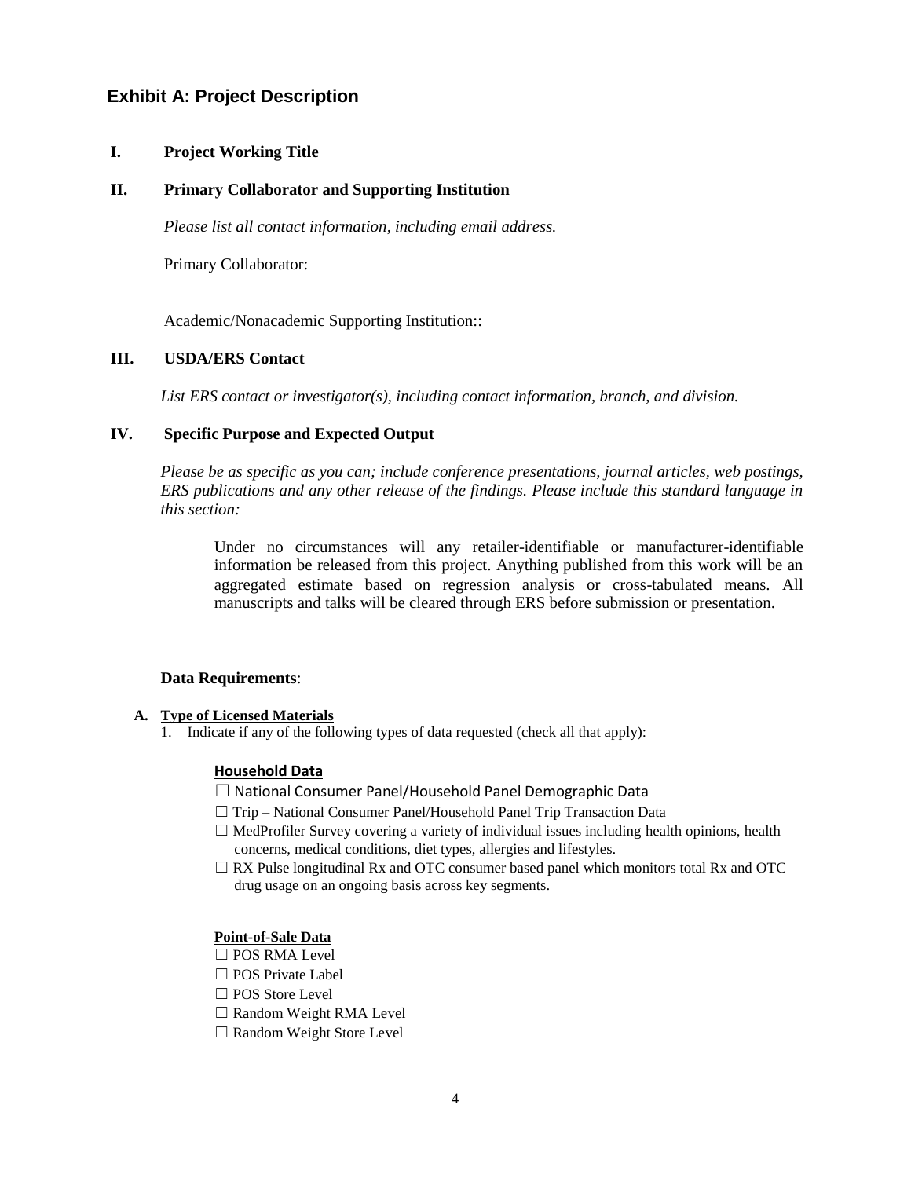## Exhibit A: Project Description

**I. Project Working Title**

**II. Primary Collaborator and Supporting Institution**

*Please list all contact information, including email address.*

Primary Collaborator:

Academic/Nonacademic Supporting Institution::

**III. USDA/ERS Contact**

*List ERS contact or investigator(s), including contact information, branch, and division.*

**IV. Specific Purpose and Expected Output**

*Please be as specific as you can; include conference presentations, journal articles, web postings, ERS publications and any other release of the findings. Please include this standard language in this section:*

> Under no circumstances will any retailer-identifiable or manufacturer-identifiable information be released from this project. Anything published from this work will be an aggregated estimate based on regression analysis or cross-tabulated means. All manuscripts and talks will be cleared through ERS before submission or presentation.

**Data Requirements**:

**A. Type of Licensed Materials**

1. Indicate if any of the following types of data requested (check all that apply):

**Household Data**

- ☐ National Consumer Panel/Household Panel Demographic Data
- ☐ Trip – National Consumer Panel/Household Panel Trip Transaction Data
- ☐ MedProfiler Survey covering a variety of individual issues including health opinions, health concerns, medical conditions, diet types, allergies and lifestyles.
- ☐ RX Pulse longitudinal Rx and OTC consumer based panel which monitors total Rx and OTC drug usage on an ongoing basis across key segments.

**Point-of-Sale Data**

- ☐ POS RMA Level
- ☐ POS Private Label
- ☐ POS Store Level
- ☐ Random Weight RMA Level
- ☐ Random Weight Store Level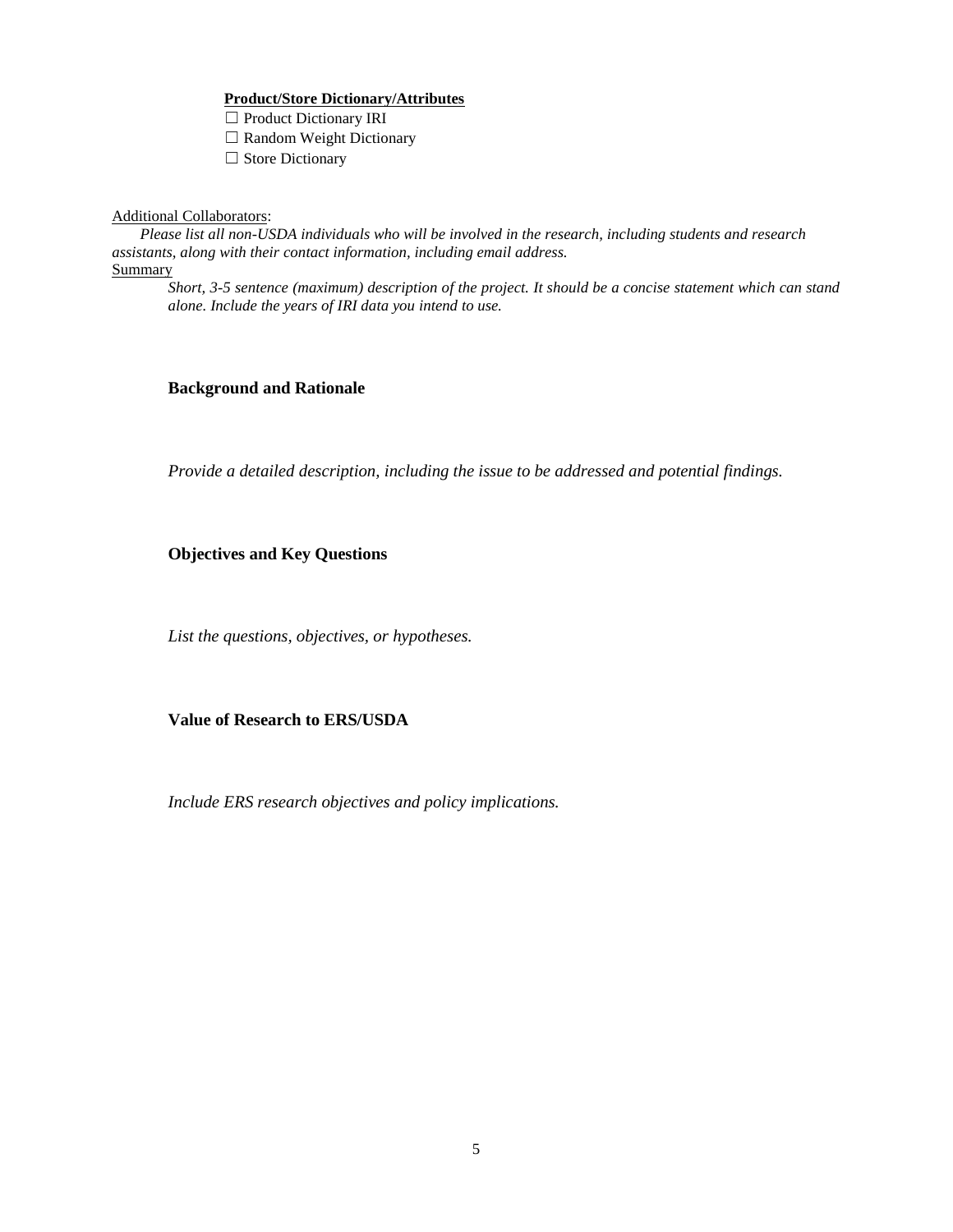**Product/Store Dictionary/Attributes**

☐ Product Dictionary IRI
☐ Random Weight Dictionary
☐ Store Dictionary

Additional Collaborators:

*Please list all non-USDA individuals who will be involved in the research, including students and research assistants, along with their contact information, including email address.*

Summary

*Short, 3-5 sentence (maximum) description of the project. It should be a concise statement which can stand alone. Include the years of IRI data you intend to use.*

**Background and Rationale**

*Provide a detailed description, including the issue to be addressed and potential findings.*

**Objectives and Key Questions**

*List the questions, objectives, or hypotheses.*

**Value of Research to ERS/USDA**

*Include ERS research objectives and policy implications.*